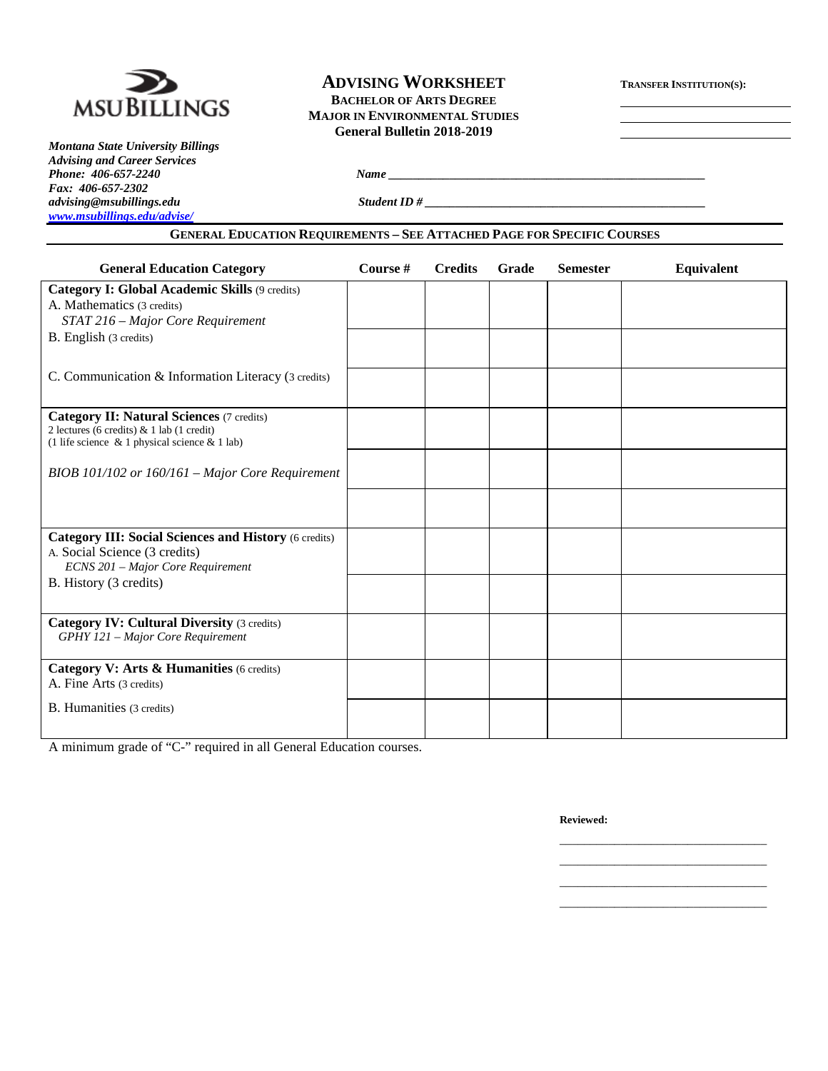MSU BILLINGS

*Montana State University Billings*
*Advising and Career Services*
*Phone: 406-657-2240*
*Fax: 406-657-2302*
*advising@msubillings.edu*
*www.msubillings.edu/advise/*

# ADVISING WORKSHEET

**BACHELOR OF ARTS DEGREE**
**MAJOR IN ENVIRONMENTAL STUDIES**
**General Bulletin 2018-2019**

**TRANSFER INSTITUTION(S):**

______________________________
______________________________
______________________________

***Name*** ______________________________________________________

***Student ID #*** ______________________________________________

## GENERAL EDUCATION REQUIREMENTS – SEE ATTACHED PAGE FOR SPECIFIC COURSES

| General Education Category | Course # | Credits | Grade | Semester | Equivalent |
|---|---|---|---|---|---|
| **Category I: Global Academic Skills** (9 credits)<br>A. Mathematics (3 credits)<br>*STAT 216 – Major Core Requirement* | | | | | |
| B. English (3 credits) | | | | | |
| C. Communication & Information Literacy (3 credits) | | | | | |
| **Category II: Natural Sciences** (7 credits)<br>2 lectures (6 credits) & 1 lab (1 credit)<br>(1 life science & 1 physical science & 1 lab) | | | | | |
| *BIOB 101/102 or 160/161 – Major Core Requirement* | | | | | |
| | | | | | |
| **Category III: Social Sciences and History** (6 credits)<br>A. Social Science (3 credits)<br>*ECNS 201 – Major Core Requirement* | | | | | |
| B. History (3 credits) | | | | | |
| **Category IV: Cultural Diversity** (3 credits)<br>*GPHY 121 – Major Core Requirement* | | | | | |
| **Category V: Arts & Humanities** (6 credits)<br>A. Fine Arts (3 credits) | | | | | |
| B. Humanities (3 credits) | | | | | |

A minimum grade of "C-" required in all General Education courses.

**Reviewed:**

______________________________
______________________________
______________________________
______________________________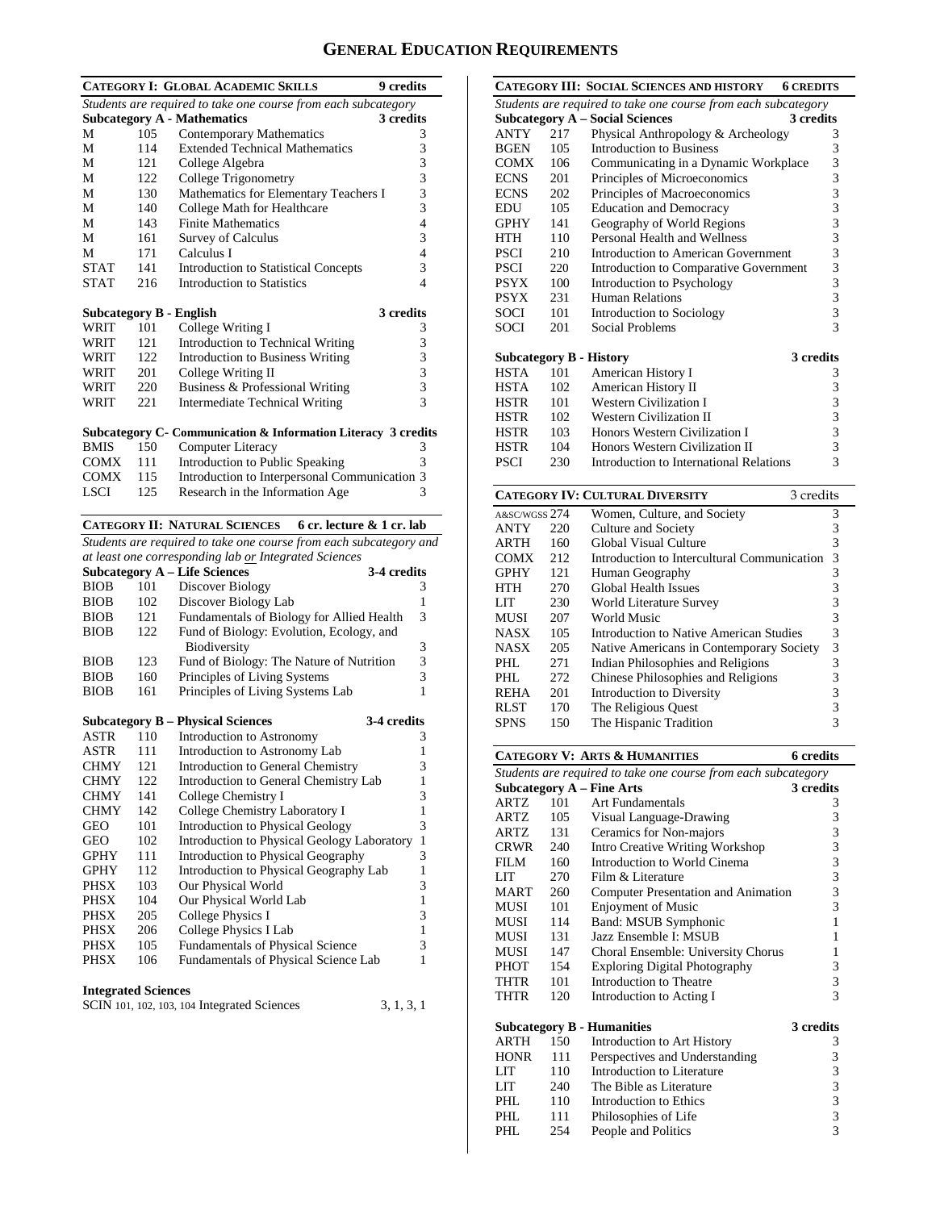# GENERAL EDUCATION REQUIREMENTS

## CATEGORY I: GLOBAL ACADEMIC SKILLS — 9 credits

*Students are required to take one course from each subcategory*

**Subcategory A - Mathematics — 3 credits**

| | | | |
|---|---|---|---|
| M | 105 | Contemporary Mathematics | 3 |
| M | 114 | Extended Technical Mathematics | 3 |
| M | 121 | College Algebra | 3 |
| M | 122 | College Trigonometry | 3 |
| M | 130 | Mathematics for Elementary Teachers I | 3 |
| M | 140 | College Math for Healthcare | 3 |
| M | 143 | Finite Mathematics | 4 |
| M | 161 | Survey of Calculus | 3 |
| M | 171 | Calculus I | 4 |
| STAT | 141 | Introduction to Statistical Concepts | 3 |
| STAT | 216 | Introduction to Statistics | 4 |

**Subcategory B - English — 3 credits**

| | | | |
|---|---|---|---|
| WRIT | 101 | College Writing I | 3 |
| WRIT | 121 | Introduction to Technical Writing | 3 |
| WRIT | 122 | Introduction to Business Writing | 3 |
| WRIT | 201 | College Writing II | 3 |
| WRIT | 220 | Business & Professional Writing | 3 |
| WRIT | 221 | Intermediate Technical Writing | 3 |

**Subcategory C- Communication & Information Literacy 3 credits**

| | | | |
|---|---|---|---|
| BMIS | 150 | Computer Literacy | 3 |
| COMX | 111 | Introduction to Public Speaking | 3 |
| COMX | 115 | Introduction to Interpersonal Communication | 3 |
| LSCI | 125 | Research in the Information Age | 3 |

## CATEGORY II: NATURAL SCIENCES — 6 cr. lecture & 1 cr. lab

*Students are required to take one course from each subcategory and at least one corresponding lab or Integrated Sciences*

**Subcategory A – Life Sciences — 3-4 credits**

| | | | |
|---|---|---|---|
| BIOB | 101 | Discover Biology | 3 |
| BIOB | 102 | Discover Biology Lab | 1 |
| BIOB | 121 | Fundamentals of Biology for Allied Health | 3 |
| BIOB | 122 | Fund of Biology: Evolution, Ecology, and Biodiversity | 3 |
| BIOB | 123 | Fund of Biology: The Nature of Nutrition | 3 |
| BIOB | 160 | Principles of Living Systems | 3 |
| BIOB | 161 | Principles of Living Systems Lab | 1 |

**Subcategory B – Physical Sciences — 3-4 credits**

| | | | |
|---|---|---|---|
| ASTR | 110 | Introduction to Astronomy | 3 |
| ASTR | 111 | Introduction to Astronomy Lab | 1 |
| CHMY | 121 | Introduction to General Chemistry | 3 |
| CHMY | 122 | Introduction to General Chemistry Lab | 1 |
| CHMY | 141 | College Chemistry I | 3 |
| CHMY | 142 | College Chemistry Laboratory I | 1 |
| GEO | 101 | Introduction to Physical Geology | 3 |
| GEO | 102 | Introduction to Physical Geology Laboratory | 1 |
| GPHY | 111 | Introduction to Physical Geography | 3 |
| GPHY | 112 | Introduction to Physical Geography Lab | 1 |
| PHSX | 103 | Our Physical World | 3 |
| PHSX | 104 | Our Physical World Lab | 1 |
| PHSX | 205 | College Physics I | 3 |
| PHSX | 206 | College Physics I Lab | 1 |
| PHSX | 105 | Fundamentals of Physical Science | 3 |
| PHSX | 106 | Fundamentals of Physical Science Lab | 1 |

**Integrated Sciences**

SCIN 101, 102, 103, 104 Integrated Sciences — 3, 1, 3, 1

## CATEGORY III: SOCIAL SCIENCES AND HISTORY — 6 CREDITS

*Students are required to take one course from each subcategory*

**Subcategory A – Social Sciences — 3 credits**

| | | | |
|---|---|---|---|
| ANTY | 217 | Physical Anthropology & Archeology | 3 |
| BGEN | 105 | Introduction to Business | 3 |
| COMX | 106 | Communicating in a Dynamic Workplace | 3 |
| ECNS | 201 | Principles of Microeconomics | 3 |
| ECNS | 202 | Principles of Macroeconomics | 3 |
| EDU | 105 | Education and Democracy | 3 |
| GPHY | 141 | Geography of World Regions | 3 |
| HTH | 110 | Personal Health and Wellness | 3 |
| PSCI | 210 | Introduction to American Government | 3 |
| PSCI | 220 | Introduction to Comparative Government | 3 |
| PSYX | 100 | Introduction to Psychology | 3 |
| PSYX | 231 | Human Relations | 3 |
| SOCI | 101 | Introduction to Sociology | 3 |
| SOCI | 201 | Social Problems | 3 |

**Subcategory B - History — 3 credits**

| | | | |
|---|---|---|---|
| HSTA | 101 | American History I | 3 |
| HSTA | 102 | American History II | 3 |
| HSTR | 101 | Western Civilization I | 3 |
| HSTR | 102 | Western Civilization II | 3 |
| HSTR | 103 | Honors Western Civilization I | 3 |
| HSTR | 104 | Honors Western Civilization II | 3 |
| PSCI | 230 | Introduction to International Relations | 3 |

## CATEGORY IV: CULTURAL DIVERSITY — 3 credits

| | | | |
|---|---|---|---|
| A&SC/WGSS | 274 | Women, Culture, and Society | 3 |
| ANTY | 220 | Culture and Society | 3 |
| ARTH | 160 | Global Visual Culture | 3 |
| COMX | 212 | Introduction to Intercultural Communication | 3 |
| GPHY | 121 | Human Geography | 3 |
| HTH | 270 | Global Health Issues | 3 |
| LIT | 230 | World Literature Survey | 3 |
| MUSI | 207 | World Music | 3 |
| NASX | 105 | Introduction to Native American Studies | 3 |
| NASX | 205 | Native Americans in Contemporary Society | 3 |
| PHL | 271 | Indian Philosophies and Religions | 3 |
| PHL | 272 | Chinese Philosophies and Religions | 3 |
| REHA | 201 | Introduction to Diversity | 3 |
| RLST | 170 | The Religious Quest | 3 |
| SPNS | 150 | The Hispanic Tradition | 3 |

## CATEGORY V: ARTS & HUMANITIES — 6 credits

*Students are required to take one course from each subcategory*

**Subcategory A – Fine Arts — 3 credits**

| | | | |
|---|---|---|---|
| ARTZ | 101 | Art Fundamentals | 3 |
| ARTZ | 105 | Visual Language-Drawing | 3 |
| ARTZ | 131 | Ceramics for Non-majors | 3 |
| CRWR | 240 | Intro Creative Writing Workshop | 3 |
| FILM | 160 | Introduction to World Cinema | 3 |
| LIT | 270 | Film & Literature | 3 |
| MART | 260 | Computer Presentation and Animation | 3 |
| MUSI | 101 | Enjoyment of Music | 3 |
| MUSI | 114 | Band: MSUB Symphonic | 1 |
| MUSI | 131 | Jazz Ensemble I: MSUB | 1 |
| MUSI | 147 | Choral Ensemble: University Chorus | 1 |
| PHOT | 154 | Exploring Digital Photography | 3 |
| THTR | 101 | Introduction to Theatre | 3 |
| THTR | 120 | Introduction to Acting I | 3 |

**Subcategory B - Humanities — 3 credits**

| | | | |
|---|---|---|---|
| ARTH | 150 | Introduction to Art History | 3 |
| HONR | 111 | Perspectives and Understanding | 3 |
| LIT | 110 | Introduction to Literature | 3 |
| LIT | 240 | The Bible as Literature | 3 |
| PHL | 110 | Introduction to Ethics | 3 |
| PHL | 111 | Philosophies of Life | 3 |
| PHL | 254 | People and Politics | 3 |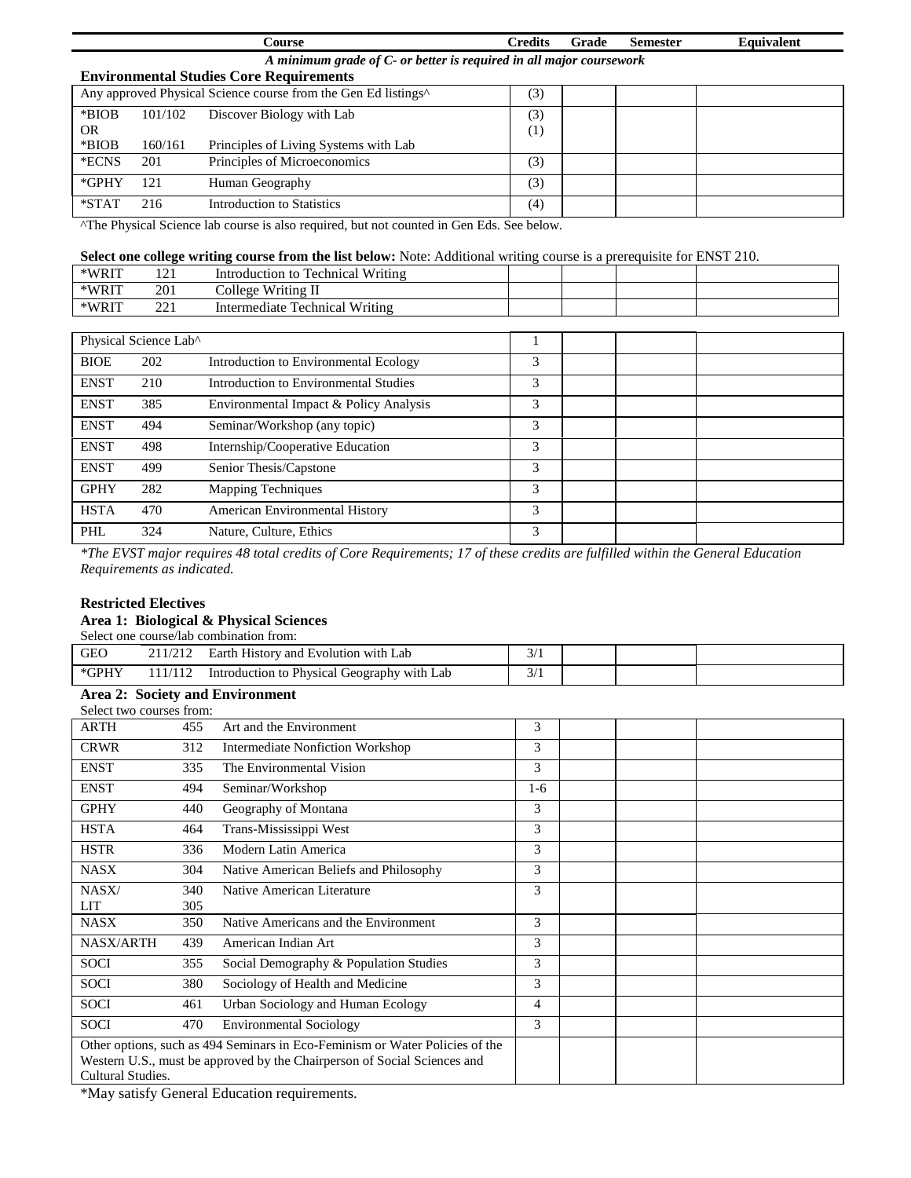| Course | | | Credits | Grade | Semester | Equivalent |
|---|---|---|---|---|---|---|

***A minimum grade of C- or better is required in all major coursework***

**Environmental Studies Core Requirements**

| | | | | | | |
|---|---|---|---|---|---|---|
| Any approved Physical Science course from the Gen Ed listings^ | | | (3) | | | |
| *BIOB<br>OR<br>*BIOB | 101/102<br><br>160/161 | Discover Biology with Lab<br><br>Principles of Living Systems with Lab | (3)<br>(1) | | | |
| *ECNS | 201 | Principles of Microeconomics | (3) | | | |
| *GPHY | 121 | Human Geography | (3) | | | |
| *STAT | 216 | Introduction to Statistics | (4) | | | |

^The Physical Science lab course is also required, but not counted in Gen Eds. See below.

**Select one college writing course from the list below:** Note: Additional writing course is a prerequisite for ENST 210.

| | | | | | | |
|---|---|---|---|---|---|---|
| *WRIT | 121 | Introduction to Technical Writing | | | | |
| *WRIT | 201 | College Writing II | | | | |
| *WRIT | 221 | Intermediate Technical Writing | | | | |

| | | | | | | |
|---|---|---|---|---|---|---|
| Physical Science Lab^ | | | 1 | | | |
| BIOE | 202 | Introduction to Environmental Ecology | 3 | | | |
| ENST | 210 | Introduction to Environmental Studies | 3 | | | |
| ENST | 385 | Environmental Impact & Policy Analysis | 3 | | | |
| ENST | 494 | Seminar/Workshop (any topic) | 3 | | | |
| ENST | 498 | Internship/Cooperative Education | 3 | | | |
| ENST | 499 | Senior Thesis/Capstone | 3 | | | |
| GPHY | 282 | Mapping Techniques | 3 | | | |
| HSTA | 470 | American Environmental History | 3 | | | |
| PHL | 324 | Nature, Culture, Ethics | 3 | | | |

*\*The EVST major requires 48 total credits of Core Requirements; 17 of these credits are fulfilled within the General Education Requirements as indicated.*

**Restricted Electives**

**Area 1: Biological & Physical Sciences**

Select one course/lab combination from:

| | | | | | | |
|---|---|---|---|---|---|---|
| GEO | 211/212 | Earth History and Evolution with Lab | 3/1 | | | |
| *GPHY | 111/112 | Introduction to Physical Geography with Lab | 3/1 | | | |

**Area 2: Society and Environment**

Select two courses from:

| | | | | | | |
|---|---|---|---|---|---|---|
| ARTH | 455 | Art and the Environment | 3 | | | |
| CRWR | 312 | Intermediate Nonfiction Workshop | 3 | | | |
| ENST | 335 | The Environmental Vision | 3 | | | |
| ENST | 494 | Seminar/Workshop | 1-6 | | | |
| GPHY | 440 | Geography of Montana | 3 | | | |
| HSTA | 464 | Trans-Mississippi West | 3 | | | |
| HSTR | 336 | Modern Latin America | 3 | | | |
| NASX | 304 | Native American Beliefs and Philosophy | 3 | | | |
| NASX/<br>LIT | 340<br>305 | Native American Literature | 3 | | | |
| NASX | 350 | Native Americans and the Environment | 3 | | | |
| NASX/ARTH | 439 | American Indian Art | 3 | | | |
| SOCI | 355 | Social Demography & Population Studies | 3 | | | |
| SOCI | 380 | Sociology of Health and Medicine | 3 | | | |
| SOCI | 461 | Urban Sociology and Human Ecology | 4 | | | |
| SOCI | 470 | Environmental Sociology | 3 | | | |
| Other options, such as 494 Seminars in Eco-Feminism or Water Policies of the Western U.S., must be approved by the Chairperson of Social Sciences and Cultural Studies. | | | | | | |

*May satisfy General Education requirements.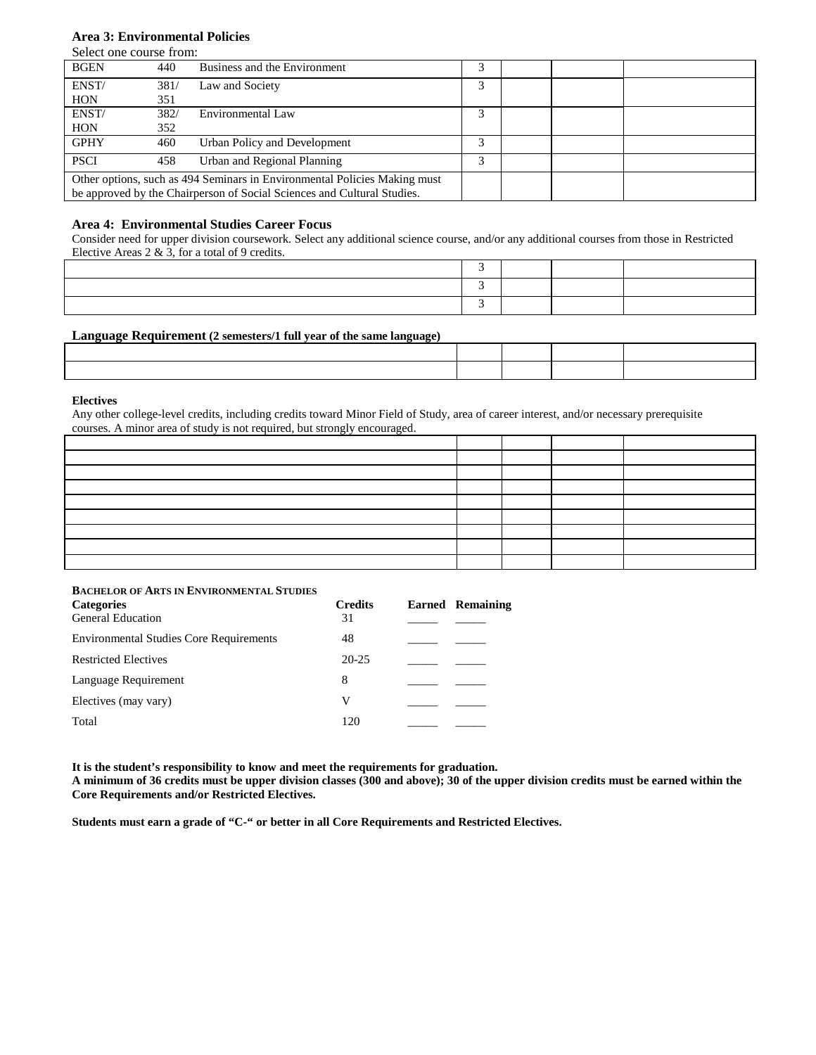**Area 3: Environmental Policies**

Select one course from:

| | | | | | | |
|---|---|---|---|---|---|---|
| BGEN | 440 | Business and the Environment | 3 | | | |
| ENST/ HON | 381/ 351 | Law and Society | 3 | | | |
| ENST/ HON | 382/ 352 | Environmental Law | 3 | | | |
| GPHY | 460 | Urban Policy and Development | 3 | | | |
| PSCI | 458 | Urban and Regional Planning | 3 | | | |
| Other options, such as 494 Seminars in Environmental Policies Making must be approved by the Chairperson of Social Sciences and Cultural Studies. | | | | | | |

**Area 4: Environmental Studies Career Focus**

Consider need for upper division coursework. Select any additional science course, and/or any additional courses from those in Restricted Elective Areas 2 & 3, for a total of 9 credits.

| | | | | |
|---|---|---|---|---|
| | 3 | | | |
| | 3 | | | |
| | 3 | | | |

**Language Requirement (2 semesters/1 full year of the same language)**

| | | | | |
|---|---|---|---|---|
| | | | | |
| | | | | |

**Electives**

Any other college-level credits, including credits toward Minor Field of Study, area of career interest, and/or necessary prerequisite courses. A minor area of study is not required, but strongly encouraged.

| | | | | |
|---|---|---|---|---|
| | | | | |
| | | | | |
| | | | | |
| | | | | |
| | | | | |
| | | | | |
| | | | | |
| | | | | |
| | | | | |

**BACHELOR OF ARTS IN ENVIRONMENTAL STUDIES**

| **Categories** | **Credits** | **Earned** | **Remaining** |
|---|---|---|---|
| General Education | 31 | _____ | _____ |
| Environmental Studies Core Requirements | 48 | _____ | _____ |
| Restricted Electives | 20-25 | _____ | _____ |
| Language Requirement | 8 | _____ | _____ |
| Electives (may vary) | V | _____ | _____ |
| Total | 120 | _____ | _____ |

**It is the student's responsibility to know and meet the requirements for graduation.**
**A minimum of 36 credits must be upper division classes (300 and above); 30 of the upper division credits must be earned within the Core Requirements and/or Restricted Electives.**

**Students must earn a grade of "C-" or better in all Core Requirements and Restricted Electives.**